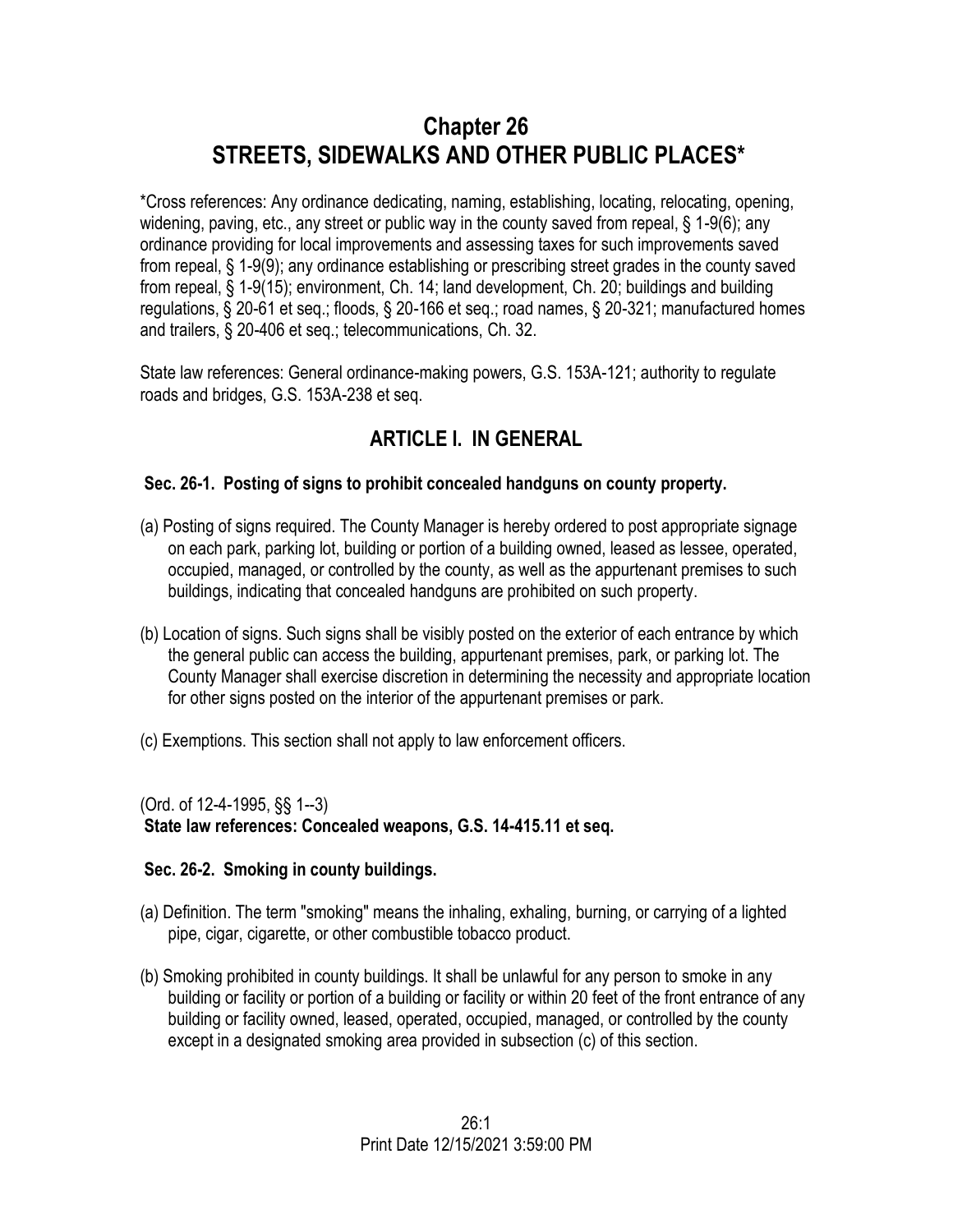# Chapter 26
# STREETS, SIDEWALKS AND OTHER PUBLIC PLACES*

*Cross references: Any ordinance dedicating, naming, establishing, locating, relocating, opening, widening, paving, etc., any street or public way in the county saved from repeal, § 1-9(6); any ordinance providing for local improvements and assessing taxes for such improvements saved from repeal, § 1-9(9); any ordinance establishing or prescribing street grades in the county saved from repeal, § 1-9(15); environment, Ch. 14; land development, Ch. 20; buildings and building regulations, § 20-61 et seq.; floods, § 20-166 et seq.; road names, § 20-321; manufactured homes and trailers, § 20-406 et seq.; telecommunications, Ch. 32.

State law references: General ordinance-making powers, G.S. 153A-121; authority to regulate roads and bridges, G.S. 153A-238 et seq.

## ARTICLE I. IN GENERAL

### Sec. 26-1. Posting of signs to prohibit concealed handguns on county property.

(a) Posting of signs required. The County Manager is hereby ordered to post appropriate signage on each park, parking lot, building or portion of a building owned, leased as lessee, operated, occupied, managed, or controlled by the county, as well as the appurtenant premises to such buildings, indicating that concealed handguns are prohibited on such property.

(b) Location of signs. Such signs shall be visibly posted on the exterior of each entrance by which the general public can access the building, appurtenant premises, park, or parking lot. The County Manager shall exercise discretion in determining the necessity and appropriate location for other signs posted on the interior of the appurtenant premises or park.

(c) Exemptions. This section shall not apply to law enforcement officers.

(Ord. of 12-4-1995, §§ 1--3)
**State law references: Concealed weapons, G.S. 14-415.11 et seq.**

### Sec. 26-2. Smoking in county buildings.

(a) Definition. The term "smoking" means the inhaling, exhaling, burning, or carrying of a lighted pipe, cigar, cigarette, or other combustible tobacco product.

(b) Smoking prohibited in county buildings. It shall be unlawful for any person to smoke in any building or facility or portion of a building or facility or within 20 feet of the front entrance of any building or facility owned, leased, operated, occupied, managed, or controlled by the county except in a designated smoking area provided in subsection (c) of this section.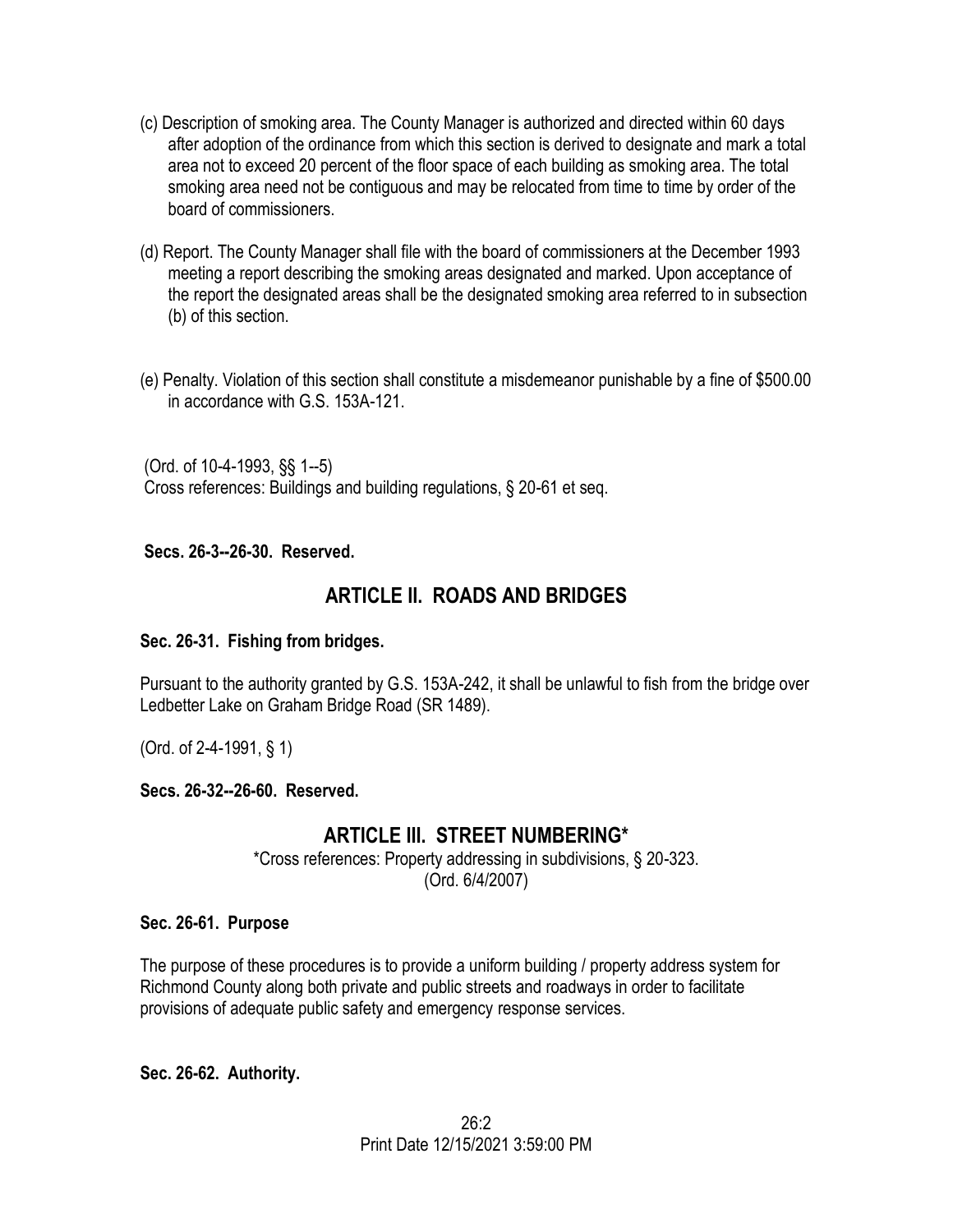(c) Description of smoking area. The County Manager is authorized and directed within 60 days after adoption of the ordinance from which this section is derived to designate and mark a total area not to exceed 20 percent of the floor space of each building as smoking area. The total smoking area need not be contiguous and may be relocated from time to time by order of the board of commissioners.

(d) Report. The County Manager shall file with the board of commissioners at the December 1993 meeting a report describing the smoking areas designated and marked. Upon acceptance of the report the designated areas shall be the designated smoking area referred to in subsection (b) of this section.

(e) Penalty. Violation of this section shall constitute a misdemeanor punishable by a fine of $500.00 in accordance with G.S. 153A-121.

(Ord. of 10-4-1993, §§ 1--5)
Cross references: Buildings and building regulations, § 20-61 et seq.

**Secs. 26-3--26-30. Reserved.**

## ARTICLE II. ROADS AND BRIDGES

**Sec. 26-31. Fishing from bridges.**

Pursuant to the authority granted by G.S. 153A-242, it shall be unlawful to fish from the bridge over Ledbetter Lake on Graham Bridge Road (SR 1489).

(Ord. of 2-4-1991, § 1)

**Secs. 26-32--26-60. Reserved.**

## ARTICLE III. STREET NUMBERING*

*Cross references: Property addressing in subdivisions, § 20-323.
(Ord. 6/4/2007)

**Sec. 26-61. Purpose**

The purpose of these procedures is to provide a uniform building / property address system for Richmond County along both private and public streets and roadways in order to facilitate provisions of adequate public safety and emergency response services.

**Sec. 26-62. Authority.**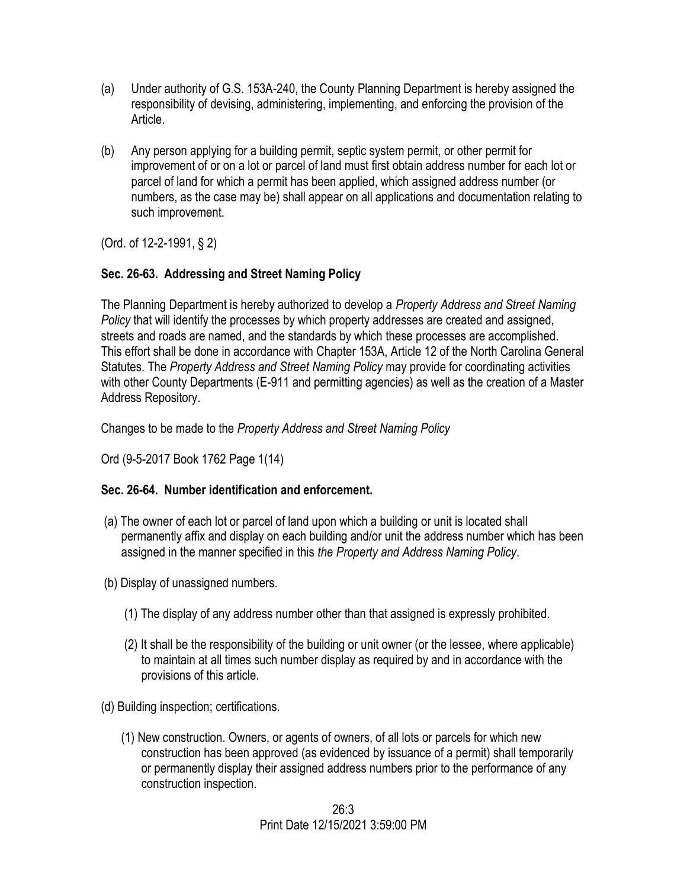(a) Under authority of G.S. 153A-240, the County Planning Department is hereby assigned the responsibility of devising, administering, implementing, and enforcing the provision of the Article.

(b) Any person applying for a building permit, septic system permit, or other permit for improvement of or on a lot or parcel of land must first obtain address number for each lot or parcel of land for which a permit has been applied, which assigned address number (or numbers, as the case may be) shall appear on all applications and documentation relating to such improvement.

(Ord. of 12-2-1991, § 2)

**Sec. 26-63. Addressing and Street Naming Policy**

The Planning Department is hereby authorized to develop a *Property Address and Street Naming Policy* that will identify the processes by which property addresses are created and assigned, streets and roads are named, and the standards by which these processes are accomplished. This effort shall be done in accordance with Chapter 153A, Article 12 of the North Carolina General Statutes. The *Property Address and Street Naming Policy* may provide for coordinating activities with other County Departments (E-911 and permitting agencies) as well as the creation of a Master Address Repository.

Changes to be made to the *Property Address and Street Naming Policy*

Ord (9-5-2017 Book 1762 Page 1(14)

**Sec. 26-64. Number identification and enforcement.**

(a) The owner of each lot or parcel of land upon which a building or unit is located shall permanently affix and display on each building and/or unit the address number which has been assigned in the manner specified in this *the Property and Address Naming Policy*.

(b) Display of unassigned numbers.

(1) The display of any address number other than that assigned is expressly prohibited.

(2) It shall be the responsibility of the building or unit owner (or the lessee, where applicable) to maintain at all times such number display as required by and in accordance with the provisions of this article.

(d) Building inspection; certifications.

(1) New construction. Owners, or agents of owners, of all lots or parcels for which new construction has been approved (as evidenced by issuance of a permit) shall temporarily or permanently display their assigned address numbers prior to the performance of any construction inspection.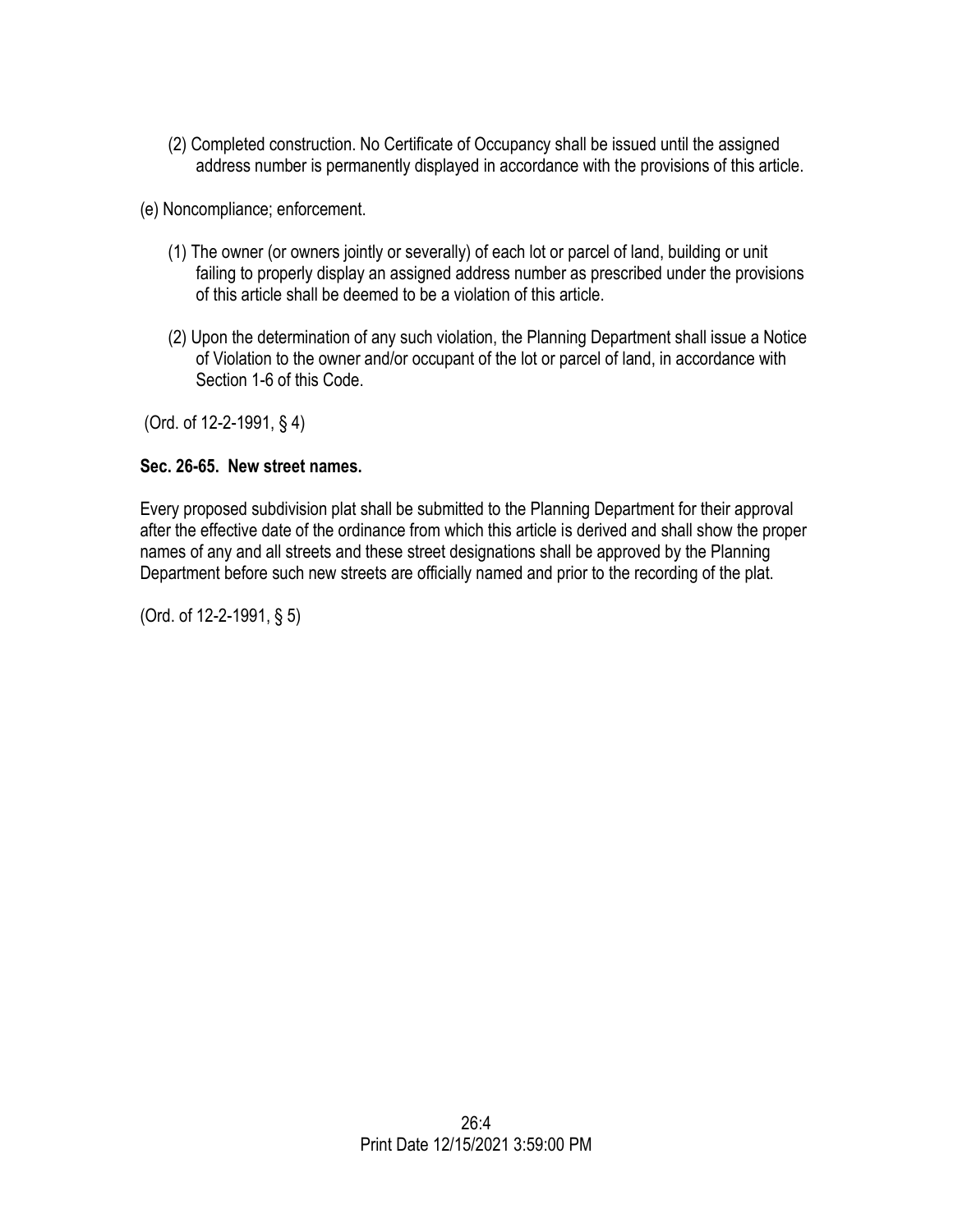(2) Completed construction. No Certificate of Occupancy shall be issued until the assigned address number is permanently displayed in accordance with the provisions of this article.

(e) Noncompliance; enforcement.

(1) The owner (or owners jointly or severally) of each lot or parcel of land, building or unit failing to properly display an assigned address number as prescribed under the provisions of this article shall be deemed to be a violation of this article.

(2) Upon the determination of any such violation, the Planning Department shall issue a Notice of Violation to the owner and/or occupant of the lot or parcel of land, in accordance with Section 1-6 of this Code.

(Ord. of 12-2-1991, § 4)

**Sec. 26-65. New street names.**

Every proposed subdivision plat shall be submitted to the Planning Department for their approval after the effective date of the ordinance from which this article is derived and shall show the proper names of any and all streets and these street designations shall be approved by the Planning Department before such new streets are officially named and prior to the recording of the plat.

(Ord. of 12-2-1991, § 5)